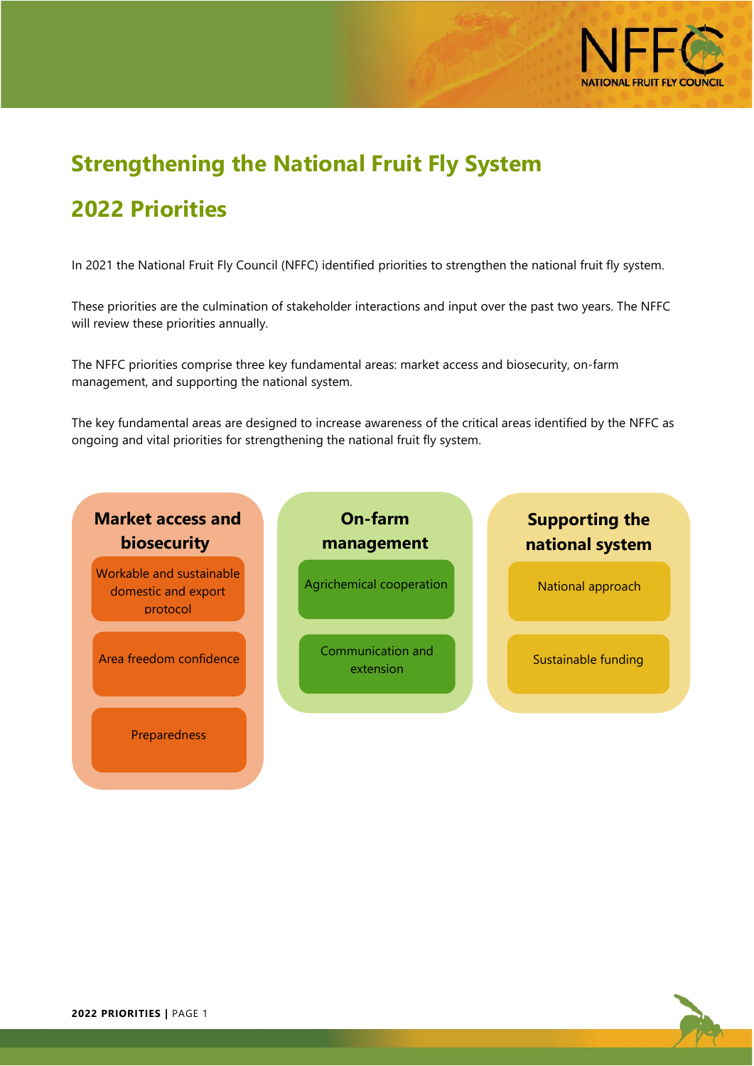# Strengthening the National Fruit Fly System

## 2022 Priorities

In 2021 the National Fruit Fly Council (NFFC) identified priorities to strengthen the national fruit fly system.

These priorities are the culmination of stakeholder interactions and input over the past two years. The NFFC will review these priorities annually.

The NFFC priorities comprise three key fundamental areas: market access and biosecurity, on-farm management, and supporting the national system.

The key fundamental areas are designed to increase awareness of the critical areas identified by the NFFC as ongoing and vital priorities for strengthening the national fruit fly system.

**Market access and biosecurity**

- Workable and sustainable domestic and export protocol
- Area freedom confidence
- Preparedness

**On-farm management**

- Agrichemical cooperation
- Communication and extension

**Supporting the national system**

- National approach
- Sustainable funding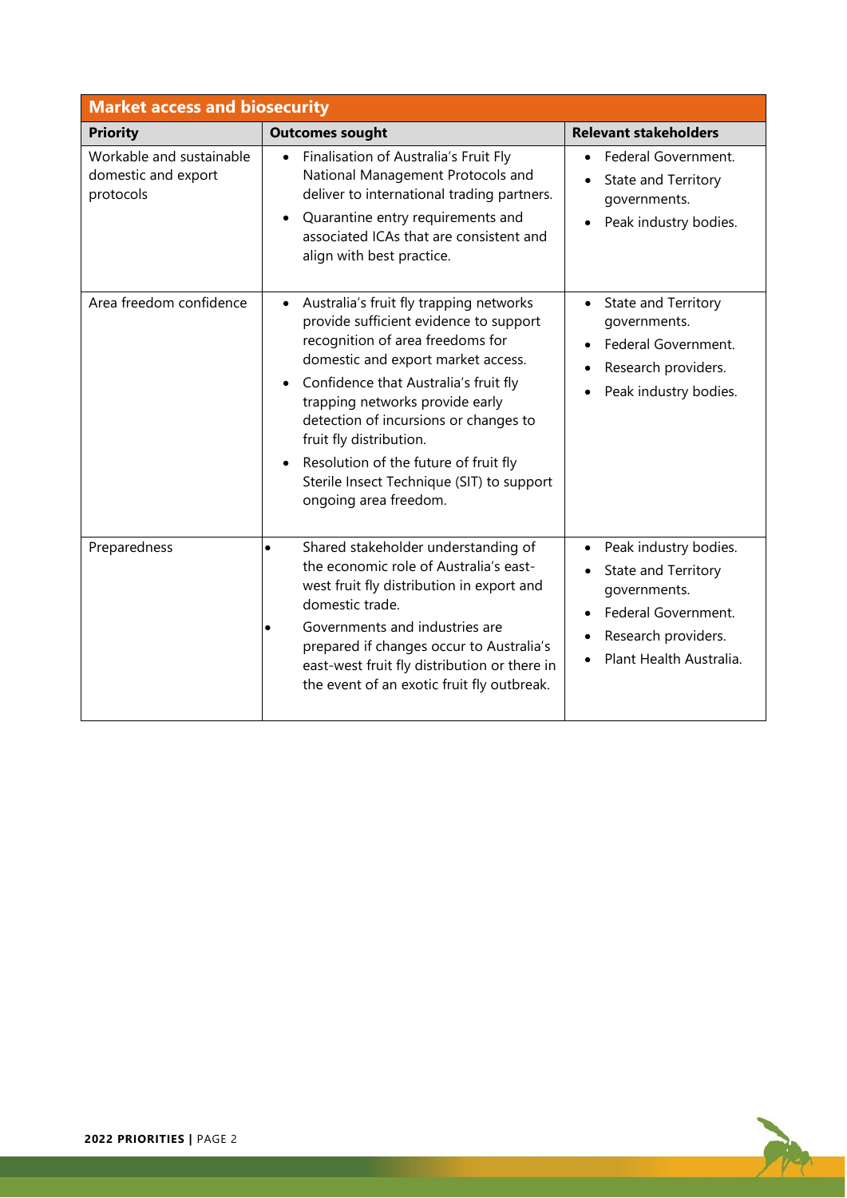## Market access and biosecurity

| Priority | Outcomes sought | Relevant stakeholders |
|---|---|---|
| Workable and sustainable domestic and export protocols | • Finalisation of Australia's Fruit Fly National Management Protocols and deliver to international trading partners.<br>• Quarantine entry requirements and associated ICAs that are consistent and align with best practice. | • Federal Government.<br>• State and Territory governments.<br>• Peak industry bodies. |
| Area freedom confidence | • Australia's fruit fly trapping networks provide sufficient evidence to support recognition of area freedoms for domestic and export market access.<br>• Confidence that Australia's fruit fly trapping networks provide early detection of incursions or changes to fruit fly distribution.<br>• Resolution of the future of fruit fly Sterile Insect Technique (SIT) to support ongoing area freedom. | • State and Territory governments.<br>• Federal Government.<br>• Research providers.<br>• Peak industry bodies. |
| Preparedness | • Shared stakeholder understanding of the economic role of Australia's east-west fruit fly distribution in export and domestic trade.<br>• Governments and industries are prepared if changes occur to Australia's east-west fruit fly distribution or there in the event of an exotic fruit fly outbreak. | • Peak industry bodies.<br>• State and Territory governments.<br>• Federal Government.<br>• Research providers.<br>• Plant Health Australia. |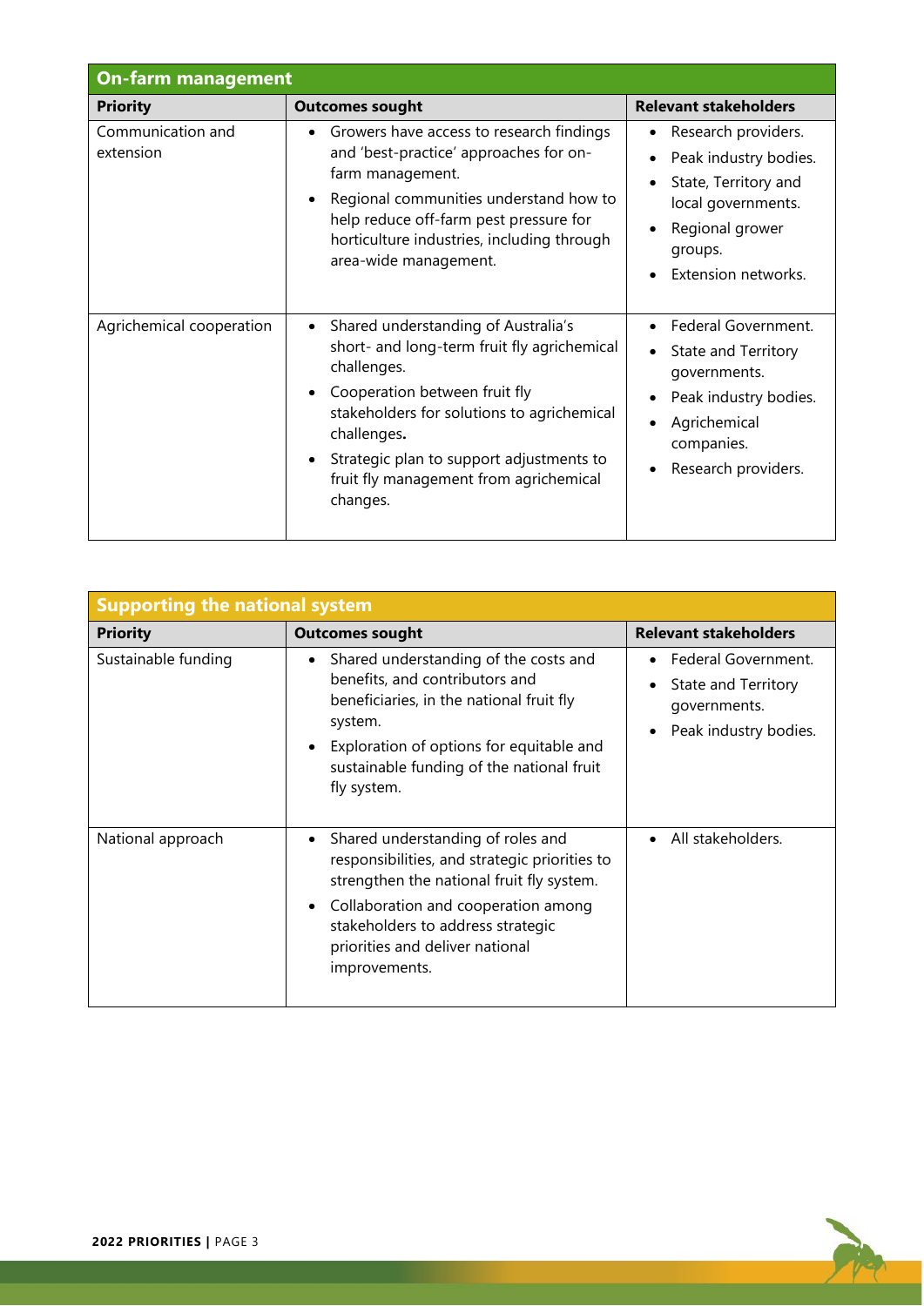## On-farm management

| Priority | Outcomes sought | Relevant stakeholders |
|---|---|---|
| Communication and extension | • Growers have access to research findings and 'best-practice' approaches for on-farm management.<br>• Regional communities understand how to help reduce off-farm pest pressure for horticulture industries, including through area-wide management. | • Research providers.<br>• Peak industry bodies.<br>• State, Territory and local governments.<br>• Regional grower groups.<br>• Extension networks. |
| Agrichemical cooperation | • Shared understanding of Australia's short- and long-term fruit fly agrichemical challenges.<br>• Cooperation between fruit fly stakeholders for solutions to agrichemical challenges**.**<br>• Strategic plan to support adjustments to fruit fly management from agrichemical changes. | • Federal Government.<br>• State and Territory governments.<br>• Peak industry bodies.<br>• Agrichemical companies.<br>• Research providers. |

## Supporting the national system

| Priority | Outcomes sought | Relevant stakeholders |
|---|---|---|
| Sustainable funding | • Shared understanding of the costs and benefits, and contributors and beneficiaries, in the national fruit fly system.<br>• Exploration of options for equitable and sustainable funding of the national fruit fly system. | • Federal Government.<br>• State and Territory governments.<br>• Peak industry bodies. |
| National approach | • Shared understanding of roles and responsibilities, and strategic priorities to strengthen the national fruit fly system.<br>• Collaboration and cooperation among stakeholders to address strategic priorities and deliver national improvements. | • All stakeholders. |